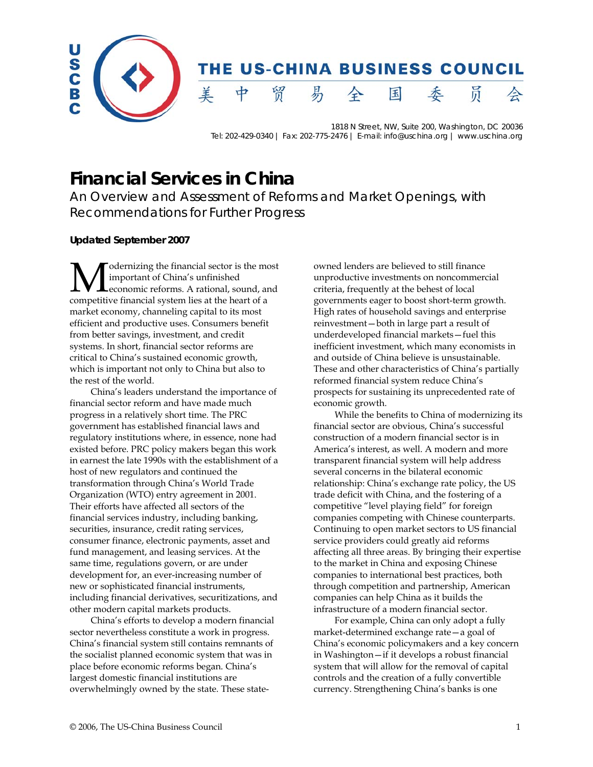THE US-CHINA BUSINESS COUNCIL

美中贸易全国委员会

1818 N Street, NW, Suite 200, Washington, DC 20036
Tel: 202-429-0340 | Fax: 202-775-2476 | E-mail: info@uschina.org | www.uschina.org

# Financial Services in China

## An Overview and Assessment of Reforms and Market Openings, with Recommendations for Further Progress

**Updated September 2007**

Modernizing the financial sector is the most important of China's unfinished economic reforms. A rational, sound, and competitive financial system lies at the heart of a market economy, channeling capital to its most efficient and productive uses. Consumers benefit from better savings, investment, and credit systems. In short, financial sector reforms are critical to China's sustained economic growth, which is important not only to China but also to the rest of the world.

China's leaders understand the importance of financial sector reform and have made much progress in a relatively short time. The PRC government has established financial laws and regulatory institutions where, in essence, none had existed before. PRC policy makers began this work in earnest the late 1990s with the establishment of a host of new regulators and continued the transformation through China's World Trade Organization (WTO) entry agreement in 2001. Their efforts have affected all sectors of the financial services industry, including banking, securities, insurance, credit rating services, consumer finance, electronic payments, asset and fund management, and leasing services. At the same time, regulations govern, or are under development for, an ever-increasing number of new or sophisticated financial instruments, including financial derivatives, securitizations, and other modern capital markets products.

China's efforts to develop a modern financial sector nevertheless constitute a work in progress. China's financial system still contains remnants of the socialist planned economic system that was in place before economic reforms began. China's largest domestic financial institutions are overwhelmingly owned by the state. These state-owned lenders are believed to still finance unproductive investments on noncommercial criteria, frequently at the behest of local governments eager to boost short-term growth. High rates of household savings and enterprise reinvestment—both in large part a result of underdeveloped financial markets—fuel this inefficient investment, which many economists in and outside of China believe is unsustainable. These and other characteristics of China's partially reformed financial system reduce China's prospects for sustaining its unprecedented rate of economic growth.

While the benefits to China of modernizing its financial sector are obvious, China's successful construction of a modern financial sector is in America's interest, as well. A modern and more transparent financial system will help address several concerns in the bilateral economic relationship: China's exchange rate policy, the US trade deficit with China, and the fostering of a competitive "level playing field" for foreign companies competing with Chinese counterparts. Continuing to open market sectors to US financial service providers could greatly aid reforms affecting all three areas. By bringing their expertise to the market in China and exposing Chinese companies to international best practices, both through competition and partnership, American companies can help China as it builds the infrastructure of a modern financial sector.

For example, China can only adopt a fully market-determined exchange rate—a goal of China's economic policymakers and a key concern in Washington—if it develops a robust financial system that will allow for the removal of capital controls and the creation of a fully convertible currency. Strengthening China's banks is one

© 2006, The US-China Business Council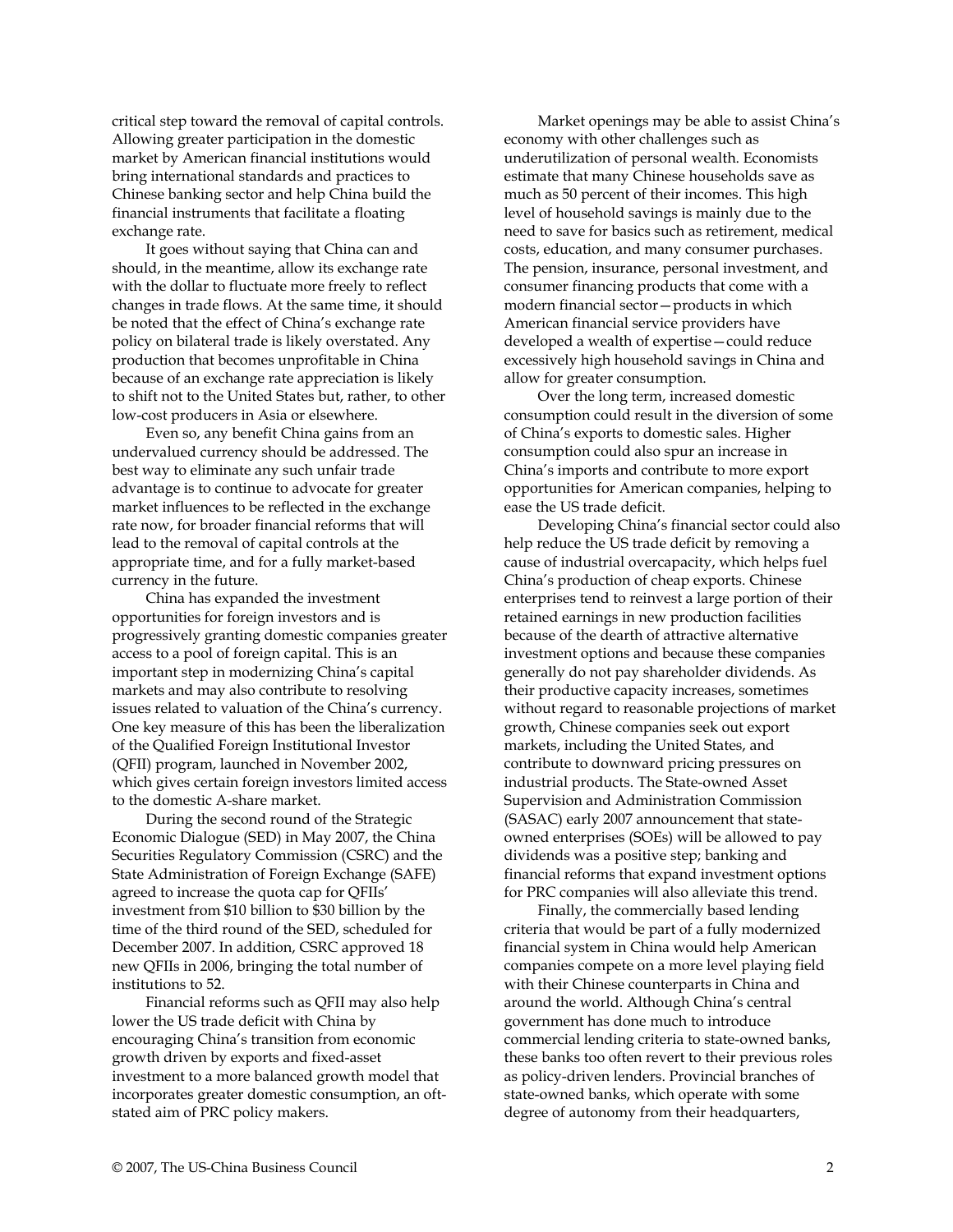critical step toward the removal of capital controls. Allowing greater participation in the domestic market by American financial institutions would bring international standards and practices to Chinese banking sector and help China build the financial instruments that facilitate a floating exchange rate.

It goes without saying that China can and should, in the meantime, allow its exchange rate with the dollar to fluctuate more freely to reflect changes in trade flows. At the same time, it should be noted that the effect of China's exchange rate policy on bilateral trade is likely overstated. Any production that becomes unprofitable in China because of an exchange rate appreciation is likely to shift not to the United States but, rather, to other low-cost producers in Asia or elsewhere.

Even so, any benefit China gains from an undervalued currency should be addressed. The best way to eliminate any such unfair trade advantage is to continue to advocate for greater market influences to be reflected in the exchange rate now, for broader financial reforms that will lead to the removal of capital controls at the appropriate time, and for a fully market-based currency in the future.

China has expanded the investment opportunities for foreign investors and is progressively granting domestic companies greater access to a pool of foreign capital. This is an important step in modernizing China's capital markets and may also contribute to resolving issues related to valuation of the China's currency. One key measure of this has been the liberalization of the Qualified Foreign Institutional Investor (QFII) program, launched in November 2002, which gives certain foreign investors limited access to the domestic A-share market.

During the second round of the Strategic Economic Dialogue (SED) in May 2007, the China Securities Regulatory Commission (CSRC) and the State Administration of Foreign Exchange (SAFE) agreed to increase the quota cap for QFIIs' investment from $10 billion to $30 billion by the time of the third round of the SED, scheduled for December 2007. In addition, CSRC approved 18 new QFIIs in 2006, bringing the total number of institutions to 52.

Financial reforms such as QFII may also help lower the US trade deficit with China by encouraging China's transition from economic growth driven by exports and fixed-asset investment to a more balanced growth model that incorporates greater domestic consumption, an oft-stated aim of PRC policy makers.

Market openings may be able to assist China's economy with other challenges such as underutilization of personal wealth. Economists estimate that many Chinese households save as much as 50 percent of their incomes. This high level of household savings is mainly due to the need to save for basics such as retirement, medical costs, education, and many consumer purchases. The pension, insurance, personal investment, and consumer financing products that come with a modern financial sector—products in which American financial service providers have developed a wealth of expertise—could reduce excessively high household savings in China and allow for greater consumption.

Over the long term, increased domestic consumption could result in the diversion of some of China's exports to domestic sales. Higher consumption could also spur an increase in China's imports and contribute to more export opportunities for American companies, helping to ease the US trade deficit.

Developing China's financial sector could also help reduce the US trade deficit by removing a cause of industrial overcapacity, which helps fuel China's production of cheap exports. Chinese enterprises tend to reinvest a large portion of their retained earnings in new production facilities because of the dearth of attractive alternative investment options and because these companies generally do not pay shareholder dividends. As their productive capacity increases, sometimes without regard to reasonable projections of market growth, Chinese companies seek out export markets, including the United States, and contribute to downward pricing pressures on industrial products. The State-owned Asset Supervision and Administration Commission (SASAC) early 2007 announcement that state-owned enterprises (SOEs) will be allowed to pay dividends was a positive step; banking and financial reforms that expand investment options for PRC companies will also alleviate this trend.

Finally, the commercially based lending criteria that would be part of a fully modernized financial system in China would help American companies compete on a more level playing field with their Chinese counterparts in China and around the world. Although China's central government has done much to introduce commercial lending criteria to state-owned banks, these banks too often revert to their previous roles as policy-driven lenders. Provincial branches of state-owned banks, which operate with some degree of autonomy from their headquarters,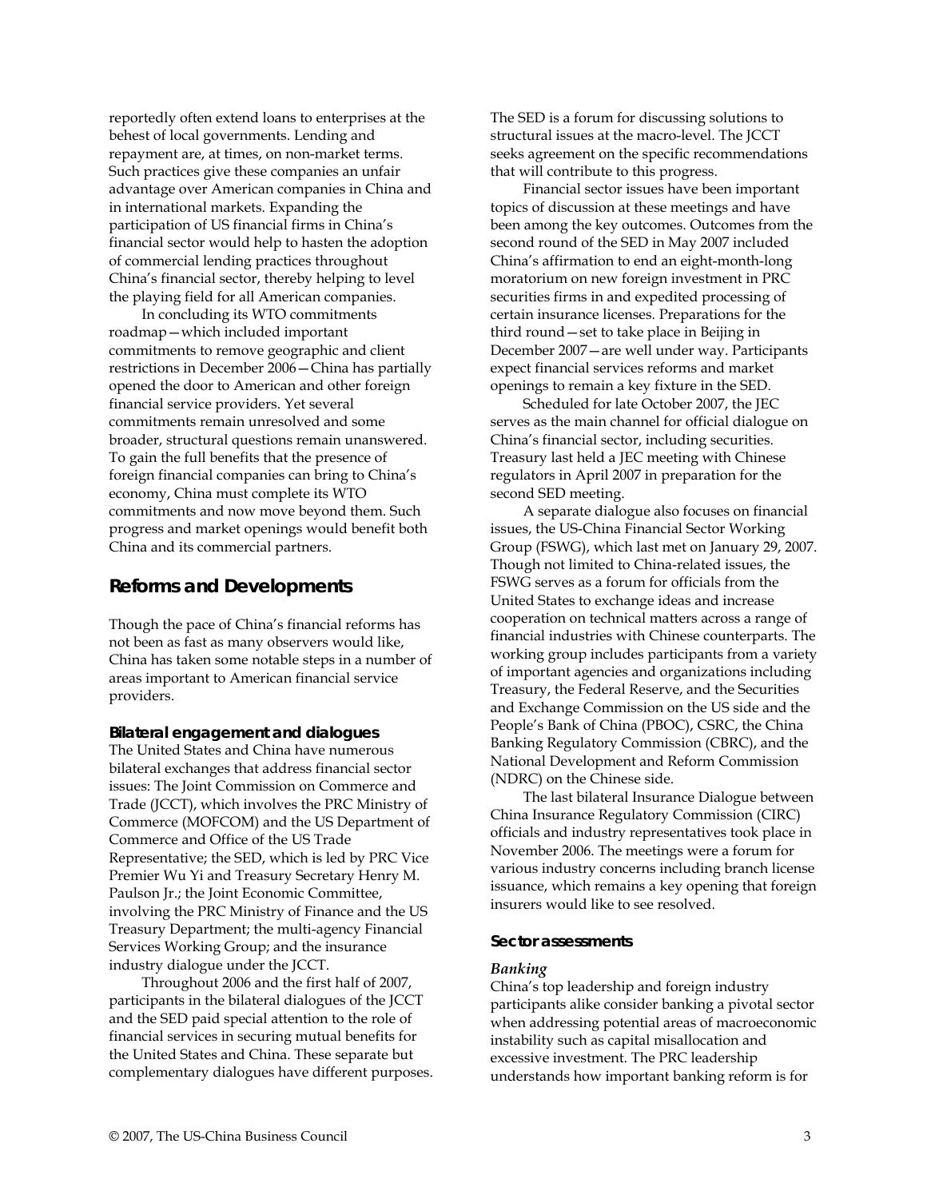reportedly often extend loans to enterprises at the behest of local governments. Lending and repayment are, at times, on non-market terms. Such practices give these companies an unfair advantage over American companies in China and in international markets. Expanding the participation of US financial firms in China's financial sector would help to hasten the adoption of commercial lending practices throughout China's financial sector, thereby helping to level the playing field for all American companies.

In concluding its WTO commitments roadmap—which included important commitments to remove geographic and client restrictions in December 2006—China has partially opened the door to American and other foreign financial service providers. Yet several commitments remain unresolved and some broader, structural questions remain unanswered. To gain the full benefits that the presence of foreign financial companies can bring to China's economy, China must complete its WTO commitments and now move beyond them. Such progress and market openings would benefit both China and its commercial partners.

## Reforms and Developments

Though the pace of China's financial reforms has not been as fast as many observers would like, China has taken some notable steps in a number of areas important to American financial service providers.

### Bilateral engagement and dialogues

The United States and China have numerous bilateral exchanges that address financial sector issues: The Joint Commission on Commerce and Trade (JCCT), which involves the PRC Ministry of Commerce (MOFCOM) and the US Department of Commerce and Office of the US Trade Representative; the SED, which is led by PRC Vice Premier Wu Yi and Treasury Secretary Henry M. Paulson Jr.; the Joint Economic Committee, involving the PRC Ministry of Finance and the US Treasury Department; the multi-agency Financial Services Working Group; and the insurance industry dialogue under the JCCT.

Throughout 2006 and the first half of 2007, participants in the bilateral dialogues of the JCCT and the SED paid special attention to the role of financial services in securing mutual benefits for the United States and China. These separate but complementary dialogues have different purposes. The SED is a forum for discussing solutions to structural issues at the macro-level. The JCCT seeks agreement on the specific recommendations that will contribute to this progress.

Financial sector issues have been important topics of discussion at these meetings and have been among the key outcomes. Outcomes from the second round of the SED in May 2007 included China's affirmation to end an eight-month-long moratorium on new foreign investment in PRC securities firms in and expedited processing of certain insurance licenses. Preparations for the third round—set to take place in Beijing in December 2007—are well under way. Participants expect financial services reforms and market openings to remain a key fixture in the SED.

Scheduled for late October 2007, the JEC serves as the main channel for official dialogue on China's financial sector, including securities. Treasury last held a JEC meeting with Chinese regulators in April 2007 in preparation for the second SED meeting.

A separate dialogue also focuses on financial issues, the US-China Financial Sector Working Group (FSWG), which last met on January 29, 2007. Though not limited to China-related issues, the FSWG serves as a forum for officials from the United States to exchange ideas and increase cooperation on technical matters across a range of financial industries with Chinese counterparts. The working group includes participants from a variety of important agencies and organizations including Treasury, the Federal Reserve, and the Securities and Exchange Commission on the US side and the People's Bank of China (PBOC), CSRC, the China Banking Regulatory Commission (CBRC), and the National Development and Reform Commission (NDRC) on the Chinese side.

The last bilateral Insurance Dialogue between China Insurance Regulatory Commission (CIRC) officials and industry representatives took place in November 2006. The meetings were a forum for various industry concerns including branch license issuance, which remains a key opening that foreign insurers would like to see resolved.

### Sector assessments

#### *Banking*

China's top leadership and foreign industry participants alike consider banking a pivotal sector when addressing potential areas of macroeconomic instability such as capital misallocation and excessive investment. The PRC leadership understands how important banking reform is for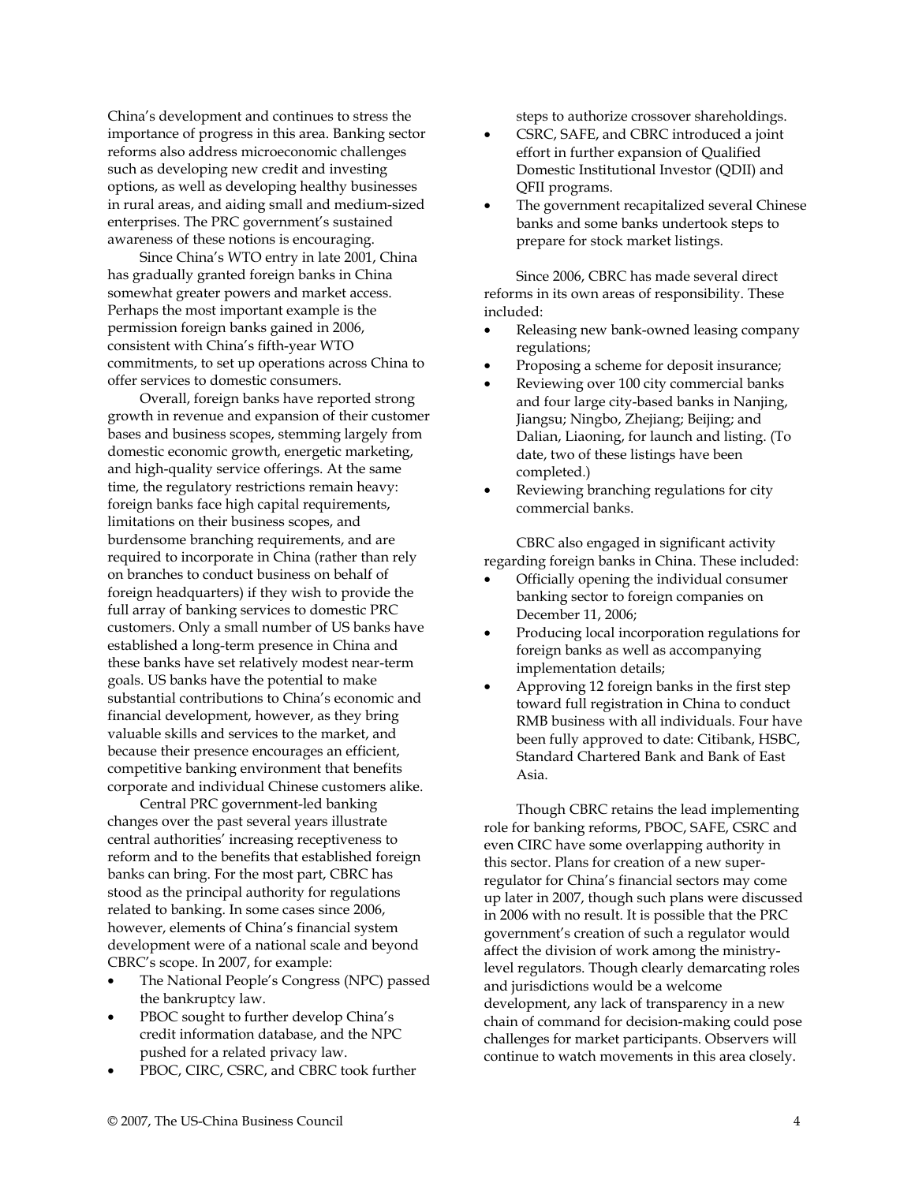China's development and continues to stress the importance of progress in this area. Banking sector reforms also address microeconomic challenges such as developing new credit and investing options, as well as developing healthy businesses in rural areas, and aiding small and medium-sized enterprises. The PRC government's sustained awareness of these notions is encouraging.

Since China's WTO entry in late 2001, China has gradually granted foreign banks in China somewhat greater powers and market access. Perhaps the most important example is the permission foreign banks gained in 2006, consistent with China's fifth-year WTO commitments, to set up operations across China to offer services to domestic consumers.

Overall, foreign banks have reported strong growth in revenue and expansion of their customer bases and business scopes, stemming largely from domestic economic growth, energetic marketing, and high-quality service offerings. At the same time, the regulatory restrictions remain heavy: foreign banks face high capital requirements, limitations on their business scopes, and burdensome branching requirements, and are required to incorporate in China (rather than rely on branches to conduct business on behalf of foreign headquarters) if they wish to provide the full array of banking services to domestic PRC customers. Only a small number of US banks have established a long-term presence in China and these banks have set relatively modest near-term goals. US banks have the potential to make substantial contributions to China's economic and financial development, however, as they bring valuable skills and services to the market, and because their presence encourages an efficient, competitive banking environment that benefits corporate and individual Chinese customers alike.

Central PRC government-led banking changes over the past several years illustrate central authorities' increasing receptiveness to reform and to the benefits that established foreign banks can bring. For the most part, CBRC has stood as the principal authority for regulations related to banking. In some cases since 2006, however, elements of China's financial system development were of a national scale and beyond CBRC's scope. In 2007, for example:

- The National People's Congress (NPC) passed the bankruptcy law.
- PBOC sought to further develop China's credit information database, and the NPC pushed for a related privacy law.
- PBOC, CIRC, CSRC, and CBRC took further steps to authorize crossover shareholdings.
- CSRC, SAFE, and CBRC introduced a joint effort in further expansion of Qualified Domestic Institutional Investor (QDII) and QFII programs.
- The government recapitalized several Chinese banks and some banks undertook steps to prepare for stock market listings.

Since 2006, CBRC has made several direct reforms in its own areas of responsibility. These included:

- Releasing new bank-owned leasing company regulations;
- Proposing a scheme for deposit insurance;
- Reviewing over 100 city commercial banks and four large city-based banks in Nanjing, Jiangsu; Ningbo, Zhejiang; Beijing; and Dalian, Liaoning, for launch and listing. (To date, two of these listings have been completed.)
- Reviewing branching regulations for city commercial banks.

CBRC also engaged in significant activity regarding foreign banks in China. These included:

- Officially opening the individual consumer banking sector to foreign companies on December 11, 2006;
- Producing local incorporation regulations for foreign banks as well as accompanying implementation details;
- Approving 12 foreign banks in the first step toward full registration in China to conduct RMB business with all individuals. Four have been fully approved to date: Citibank, HSBC, Standard Chartered Bank and Bank of East Asia.

Though CBRC retains the lead implementing role for banking reforms, PBOC, SAFE, CSRC and even CIRC have some overlapping authority in this sector. Plans for creation of a new super-regulator for China's financial sectors may come up later in 2007, though such plans were discussed in 2006 with no result. It is possible that the PRC government's creation of such a regulator would affect the division of work among the ministry-level regulators. Though clearly demarcating roles and jurisdictions would be a welcome development, any lack of transparency in a new chain of command for decision-making could pose challenges for market participants. Observers will continue to watch movements in this area closely.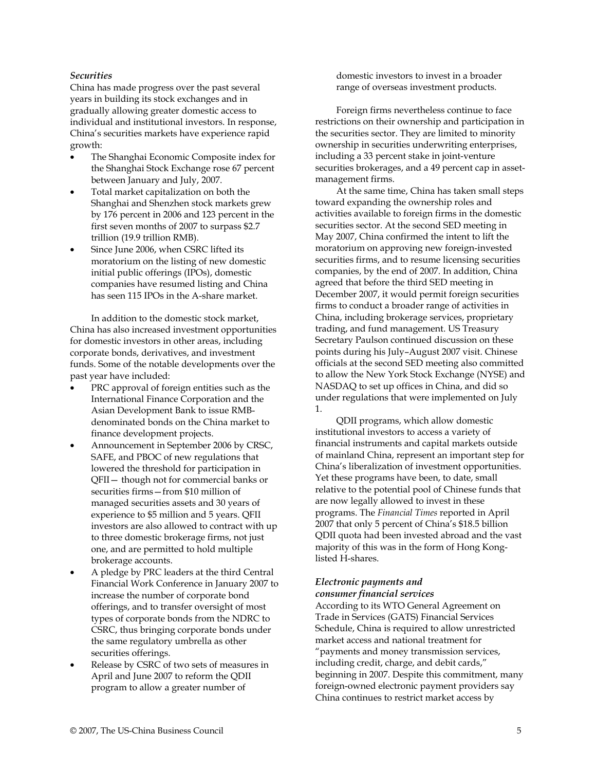*Securities*

China has made progress over the past several years in building its stock exchanges and in gradually allowing greater domestic access to individual and institutional investors. In response, China's securities markets have experience rapid growth:

- The Shanghai Economic Composite index for the Shanghai Stock Exchange rose 67 percent between January and July, 2007.
- Total market capitalization on both the Shanghai and Shenzhen stock markets grew by 176 percent in 2006 and 123 percent in the first seven months of 2007 to surpass $2.7 trillion (19.9 trillion RMB).
- Since June 2006, when CSRC lifted its moratorium on the listing of new domestic initial public offerings (IPOs), domestic companies have resumed listing and China has seen 115 IPOs in the A-share market.

In addition to the domestic stock market, China has also increased investment opportunities for domestic investors in other areas, including corporate bonds, derivatives, and investment funds. Some of the notable developments over the past year have included:

- PRC approval of foreign entities such as the International Finance Corporation and the Asian Development Bank to issue RMB-denominated bonds on the China market to finance development projects.
- Announcement in September 2006 by CRSC, SAFE, and PBOC of new regulations that lowered the threshold for participation in QFII— though not for commercial banks or securities firms—from $10 million of managed securities assets and 30 years of experience to $5 million and 5 years. QFII investors are also allowed to contract with up to three domestic brokerage firms, not just one, and are permitted to hold multiple brokerage accounts.
- A pledge by PRC leaders at the third Central Financial Work Conference in January 2007 to increase the number of corporate bond offerings, and to transfer oversight of most types of corporate bonds from the NDRC to CSRC, thus bringing corporate bonds under the same regulatory umbrella as other securities offerings.
- Release by CSRC of two sets of measures in April and June 2007 to reform the QDII program to allow a greater number of domestic investors to invest in a broader range of overseas investment products.

Foreign firms nevertheless continue to face restrictions on their ownership and participation in the securities sector. They are limited to minority ownership in securities underwriting enterprises, including a 33 percent stake in joint-venture securities brokerages, and a 49 percent cap in asset-management firms.

At the same time, China has taken small steps toward expanding the ownership roles and activities available to foreign firms in the domestic securities sector. At the second SED meeting in May 2007, China confirmed the intent to lift the moratorium on approving new foreign-invested securities firms, and to resume licensing securities companies, by the end of 2007. In addition, China agreed that before the third SED meeting in December 2007, it would permit foreign securities firms to conduct a broader range of activities in China, including brokerage services, proprietary trading, and fund management. US Treasury Secretary Paulson continued discussion on these points during his July–August 2007 visit. Chinese officials at the second SED meeting also committed to allow the New York Stock Exchange (NYSE) and NASDAQ to set up offices in China, and did so under regulations that were implemented on July 1.

QDII programs, which allow domestic institutional investors to access a variety of financial instruments and capital markets outside of mainland China, represent an important step for China's liberalization of investment opportunities. Yet these programs have been, to date, small relative to the potential pool of Chinese funds that are now legally allowed to invest in these programs. The *Financial Times* reported in April 2007 that only 5 percent of China's $18.5 billion QDII quota had been invested abroad and the vast majority of this was in the form of Hong Kong-listed H-shares.

*Electronic payments and consumer financial services*

According to its WTO General Agreement on Trade in Services (GATS) Financial Services Schedule, China is required to allow unrestricted market access and national treatment for "payments and money transmission services, including credit, charge, and debit cards," beginning in 2007. Despite this commitment, many foreign-owned electronic payment providers say China continues to restrict market access by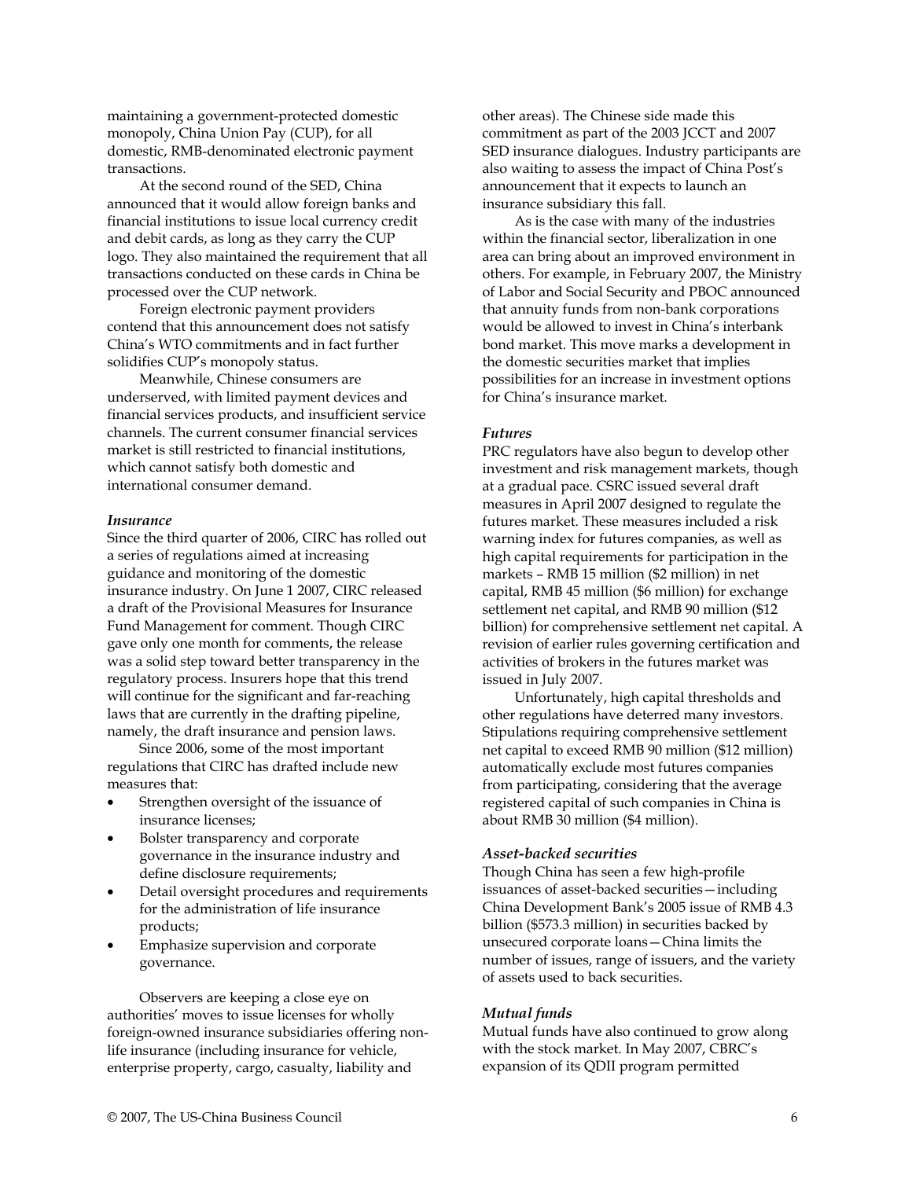maintaining a government-protected domestic monopoly, China Union Pay (CUP), for all domestic, RMB-denominated electronic payment transactions.

At the second round of the SED, China announced that it would allow foreign banks and financial institutions to issue local currency credit and debit cards, as long as they carry the CUP logo. They also maintained the requirement that all transactions conducted on these cards in China be processed over the CUP network.

Foreign electronic payment providers contend that this announcement does not satisfy China's WTO commitments and in fact further solidifies CUP's monopoly status.

Meanwhile, Chinese consumers are underserved, with limited payment devices and financial services products, and insufficient service channels. The current consumer financial services market is still restricted to financial institutions, which cannot satisfy both domestic and international consumer demand.

***Insurance***

Since the third quarter of 2006, CIRC has rolled out a series of regulations aimed at increasing guidance and monitoring of the domestic insurance industry. On June 1 2007, CIRC released a draft of the Provisional Measures for Insurance Fund Management for comment. Though CIRC gave only one month for comments, the release was a solid step toward better transparency in the regulatory process. Insurers hope that this trend will continue for the significant and far-reaching laws that are currently in the drafting pipeline, namely, the draft insurance and pension laws.

Since 2006, some of the most important regulations that CIRC has drafted include new measures that:

- Strengthen oversight of the issuance of insurance licenses;
- Bolster transparency and corporate governance in the insurance industry and define disclosure requirements;
- Detail oversight procedures and requirements for the administration of life insurance products;
- Emphasize supervision and corporate governance.

Observers are keeping a close eye on authorities' moves to issue licenses for wholly foreign-owned insurance subsidiaries offering non-life insurance (including insurance for vehicle, enterprise property, cargo, casualty, liability and other areas). The Chinese side made this commitment as part of the 2003 JCCT and 2007 SED insurance dialogues. Industry participants are also waiting to assess the impact of China Post's announcement that it expects to launch an insurance subsidiary this fall.

As is the case with many of the industries within the financial sector, liberalization in one area can bring about an improved environment in others. For example, in February 2007, the Ministry of Labor and Social Security and PBOC announced that annuity funds from non-bank corporations would be allowed to invest in China's interbank bond market. This move marks a development in the domestic securities market that implies possibilities for an increase in investment options for China's insurance market.

***Futures***

PRC regulators have also begun to develop other investment and risk management markets, though at a gradual pace. CSRC issued several draft measures in April 2007 designed to regulate the futures market. These measures included a risk warning index for futures companies, as well as high capital requirements for participation in the markets – RMB 15 million ($2 million) in net capital, RMB 45 million ($6 million) for exchange settlement net capital, and RMB 90 million ($12 billion) for comprehensive settlement net capital. A revision of earlier rules governing certification and activities of brokers in the futures market was issued in July 2007.

Unfortunately, high capital thresholds and other regulations have deterred many investors. Stipulations requiring comprehensive settlement net capital to exceed RMB 90 million ($12 million) automatically exclude most futures companies from participating, considering that the average registered capital of such companies in China is about RMB 30 million ($4 million).

***Asset-backed securities***

Though China has seen a few high-profile issuances of asset-backed securities—including China Development Bank's 2005 issue of RMB 4.3 billion ($573.3 million) in securities backed by unsecured corporate loans—China limits the number of issues, range of issuers, and the variety of assets used to back securities.

***Mutual funds***

Mutual funds have also continued to grow along with the stock market. In May 2007, CBRC's expansion of its QDII program permitted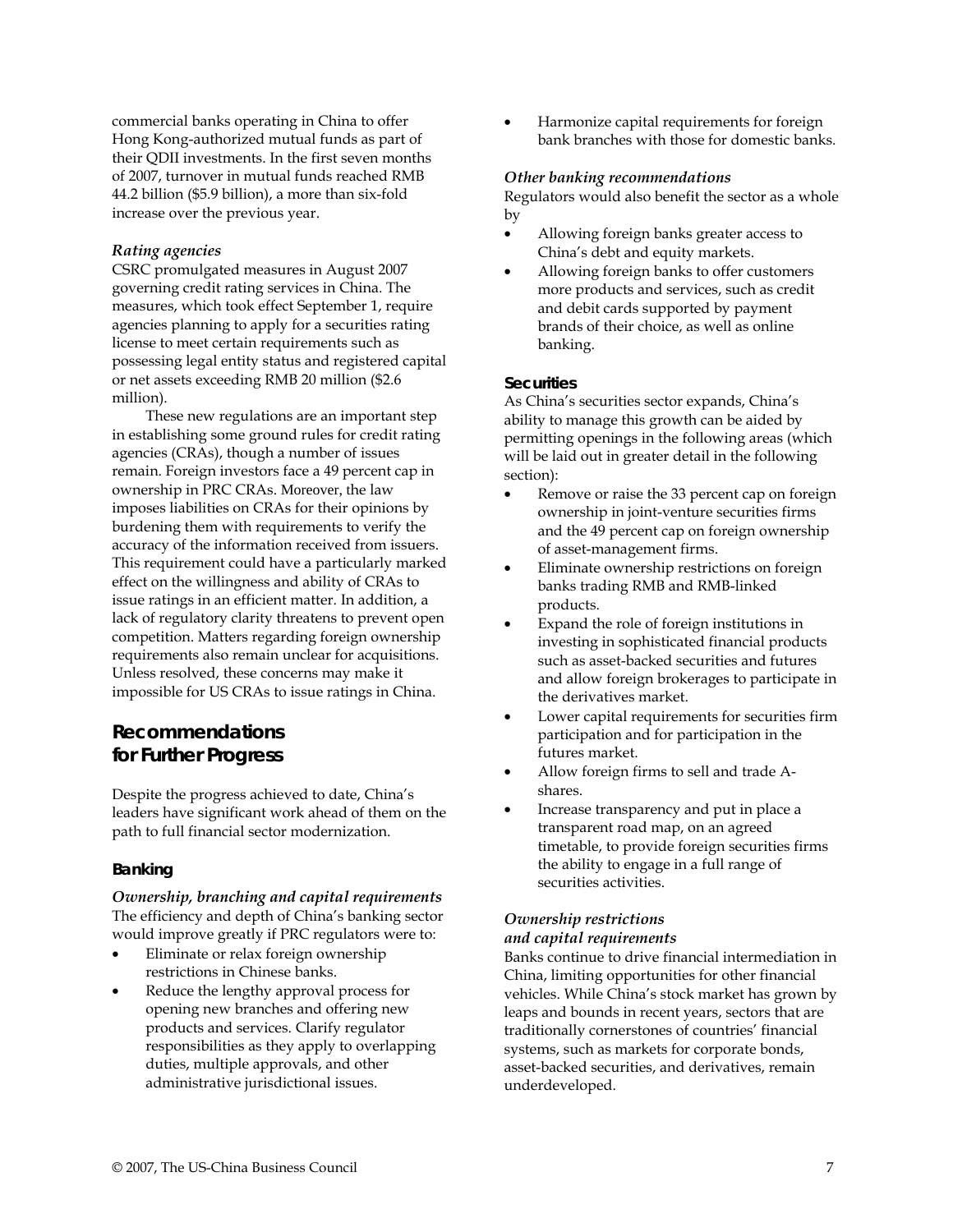commercial banks operating in China to offer Hong Kong-authorized mutual funds as part of their QDII investments. In the first seven months of 2007, turnover in mutual funds reached RMB 44.2 billion ($5.9 billion), a more than six-fold increase over the previous year.

### *Rating agencies*

CSRC promulgated measures in August 2007 governing credit rating services in China. The measures, which took effect September 1, require agencies planning to apply for a securities rating license to meet certain requirements such as possessing legal entity status and registered capital or net assets exceeding RMB 20 million ($2.6 million).

These new regulations are an important step in establishing some ground rules for credit rating agencies (CRAs), though a number of issues remain. Foreign investors face a 49 percent cap in ownership in PRC CRAs. Moreover, the law imposes liabilities on CRAs for their opinions by burdening them with requirements to verify the accuracy of the information received from issuers. This requirement could have a particularly marked effect on the willingness and ability of CRAs to issue ratings in an efficient matter. In addition, a lack of regulatory clarity threatens to prevent open competition. Matters regarding foreign ownership requirements also remain unclear for acquisitions. Unless resolved, these concerns may make it impossible for US CRAs to issue ratings in China.

## Recommendations for Further Progress

Despite the progress achieved to date, China's leaders have significant work ahead of them on the path to full financial sector modernization.

### Banking

#### *Ownership, branching and capital requirements*

The efficiency and depth of China's banking sector would improve greatly if PRC regulators were to:

- Eliminate or relax foreign ownership restrictions in Chinese banks.
- Reduce the lengthy approval process for opening new branches and offering new products and services. Clarify regulator responsibilities as they apply to overlapping duties, multiple approvals, and other administrative jurisdictional issues.
- Harmonize capital requirements for foreign bank branches with those for domestic banks.

#### *Other banking recommendations*

Regulators would also benefit the sector as a whole by

- Allowing foreign banks greater access to China's debt and equity markets.
- Allowing foreign banks to offer customers more products and services, such as credit and debit cards supported by payment brands of their choice, as well as online banking.

### Securities

As China's securities sector expands, China's ability to manage this growth can be aided by permitting openings in the following areas (which will be laid out in greater detail in the following section):

- Remove or raise the 33 percent cap on foreign ownership in joint-venture securities firms and the 49 percent cap on foreign ownership of asset-management firms.
- Eliminate ownership restrictions on foreign banks trading RMB and RMB-linked products.
- Expand the role of foreign institutions in investing in sophisticated financial products such as asset-backed securities and futures and allow foreign brokerages to participate in the derivatives market.
- Lower capital requirements for securities firm participation and for participation in the futures market.
- Allow foreign firms to sell and trade A-shares.
- Increase transparency and put in place a transparent road map, on an agreed timetable, to provide foreign securities firms the ability to engage in a full range of securities activities.

#### *Ownership restrictions and capital requirements*

Banks continue to drive financial intermediation in China, limiting opportunities for other financial vehicles. While China's stock market has grown by leaps and bounds in recent years, sectors that are traditionally cornerstones of countries' financial systems, such as markets for corporate bonds, asset-backed securities, and derivatives, remain underdeveloped.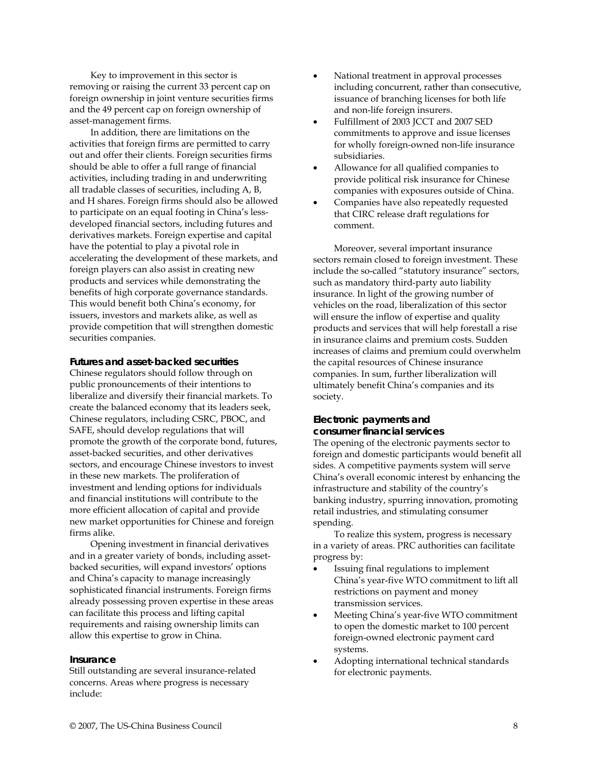Key to improvement in this sector is removing or raising the current 33 percent cap on foreign ownership in joint venture securities firms and the 49 percent cap on foreign ownership of asset-management firms.

In addition, there are limitations on the activities that foreign firms are permitted to carry out and offer their clients. Foreign securities firms should be able to offer a full range of financial activities, including trading in and underwriting all tradable classes of securities, including A, B, and H shares. Foreign firms should also be allowed to participate on an equal footing in China's less-developed financial sectors, including futures and derivatives markets. Foreign expertise and capital have the potential to play a pivotal role in accelerating the development of these markets, and foreign players can also assist in creating new products and services while demonstrating the benefits of high corporate governance standards. This would benefit both China's economy, for issuers, investors and markets alike, as well as provide competition that will strengthen domestic securities companies.

### Futures and asset-backed securities

Chinese regulators should follow through on public pronouncements of their intentions to liberalize and diversify their financial markets. To create the balanced economy that its leaders seek, Chinese regulators, including CSRC, PBOC, and SAFE, should develop regulations that will promote the growth of the corporate bond, futures, asset-backed securities, and other derivatives sectors, and encourage Chinese investors to invest in these new markets. The proliferation of investment and lending options for individuals and financial institutions will contribute to the more efficient allocation of capital and provide new market opportunities for Chinese and foreign firms alike.

Opening investment in financial derivatives and in a greater variety of bonds, including asset-backed securities, will expand investors' options and China's capacity to manage increasingly sophisticated financial instruments. Foreign firms already possessing proven expertise in these areas can facilitate this process and lifting capital requirements and raising ownership limits can allow this expertise to grow in China.

### Insurance

Still outstanding are several insurance-related concerns. Areas where progress is necessary include:

- National treatment in approval processes including concurrent, rather than consecutive, issuance of branching licenses for both life and non-life foreign insurers.
- Fulfillment of 2003 JCCT and 2007 SED commitments to approve and issue licenses for wholly foreign-owned non-life insurance subsidiaries.
- Allowance for all qualified companies to provide political risk insurance for Chinese companies with exposures outside of China.
- Companies have also repeatedly requested that CIRC release draft regulations for comment.

Moreover, several important insurance sectors remain closed to foreign investment. These include the so-called "statutory insurance" sectors, such as mandatory third-party auto liability insurance. In light of the growing number of vehicles on the road, liberalization of this sector will ensure the inflow of expertise and quality products and services that will help forestall a rise in insurance claims and premium costs. Sudden increases of claims and premium could overwhelm the capital resources of Chinese insurance companies. In sum, further liberalization will ultimately benefit China's companies and its society.

### Electronic payments and consumer financial services

The opening of the electronic payments sector to foreign and domestic participants would benefit all sides. A competitive payments system will serve China's overall economic interest by enhancing the infrastructure and stability of the country's banking industry, spurring innovation, promoting retail industries, and stimulating consumer spending.

To realize this system, progress is necessary in a variety of areas. PRC authorities can facilitate progress by:

- Issuing final regulations to implement China's year-five WTO commitment to lift all restrictions on payment and money transmission services.
- Meeting China's year-five WTO commitment to open the domestic market to 100 percent foreign-owned electronic payment card systems.
- Adopting international technical standards for electronic payments.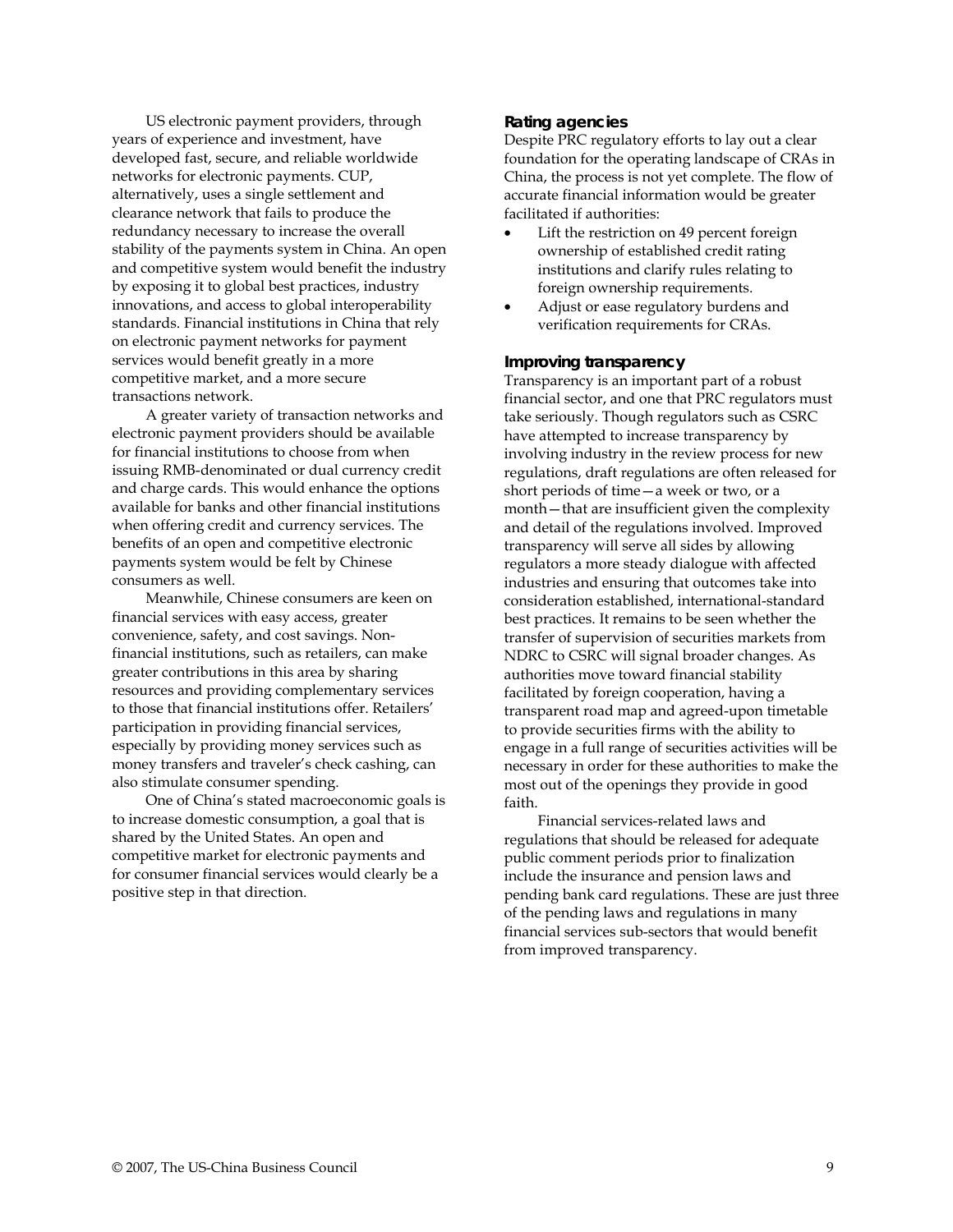US electronic payment providers, through years of experience and investment, have developed fast, secure, and reliable worldwide networks for electronic payments. CUP, alternatively, uses a single settlement and clearance network that fails to produce the redundancy necessary to increase the overall stability of the payments system in China. An open and competitive system would benefit the industry by exposing it to global best practices, industry innovations, and access to global interoperability standards. Financial institutions in China that rely on electronic payment networks for payment services would benefit greatly in a more competitive market, and a more secure transactions network.

A greater variety of transaction networks and electronic payment providers should be available for financial institutions to choose from when issuing RMB-denominated or dual currency credit and charge cards. This would enhance the options available for banks and other financial institutions when offering credit and currency services. The benefits of an open and competitive electronic payments system would be felt by Chinese consumers as well.

Meanwhile, Chinese consumers are keen on financial services with easy access, greater convenience, safety, and cost savings. Non-financial institutions, such as retailers, can make greater contributions in this area by sharing resources and providing complementary services to those that financial institutions offer. Retailers' participation in providing financial services, especially by providing money services such as money transfers and traveler's check cashing, can also stimulate consumer spending.

One of China's stated macroeconomic goals is to increase domestic consumption, a goal that is shared by the United States. An open and competitive market for electronic payments and for consumer financial services would clearly be a positive step in that direction.

### Rating agencies

Despite PRC regulatory efforts to lay out a clear foundation for the operating landscape of CRAs in China, the process is not yet complete. The flow of accurate financial information would be greater facilitated if authorities:

- Lift the restriction on 49 percent foreign ownership of established credit rating institutions and clarify rules relating to foreign ownership requirements.
- Adjust or ease regulatory burdens and verification requirements for CRAs.

### Improving transparency

Transparency is an important part of a robust financial sector, and one that PRC regulators must take seriously. Though regulators such as CSRC have attempted to increase transparency by involving industry in the review process for new regulations, draft regulations are often released for short periods of time—a week or two, or a month—that are insufficient given the complexity and detail of the regulations involved. Improved transparency will serve all sides by allowing regulators a more steady dialogue with affected industries and ensuring that outcomes take into consideration established, international-standard best practices. It remains to be seen whether the transfer of supervision of securities markets from NDRC to CSRC will signal broader changes. As authorities move toward financial stability facilitated by foreign cooperation, having a transparent road map and agreed-upon timetable to provide securities firms with the ability to engage in a full range of securities activities will be necessary in order for these authorities to make the most out of the openings they provide in good faith.

Financial services-related laws and regulations that should be released for adequate public comment periods prior to finalization include the insurance and pension laws and pending bank card regulations. These are just three of the pending laws and regulations in many financial services sub-sectors that would benefit from improved transparency.

© 2007, The US-China Business Council